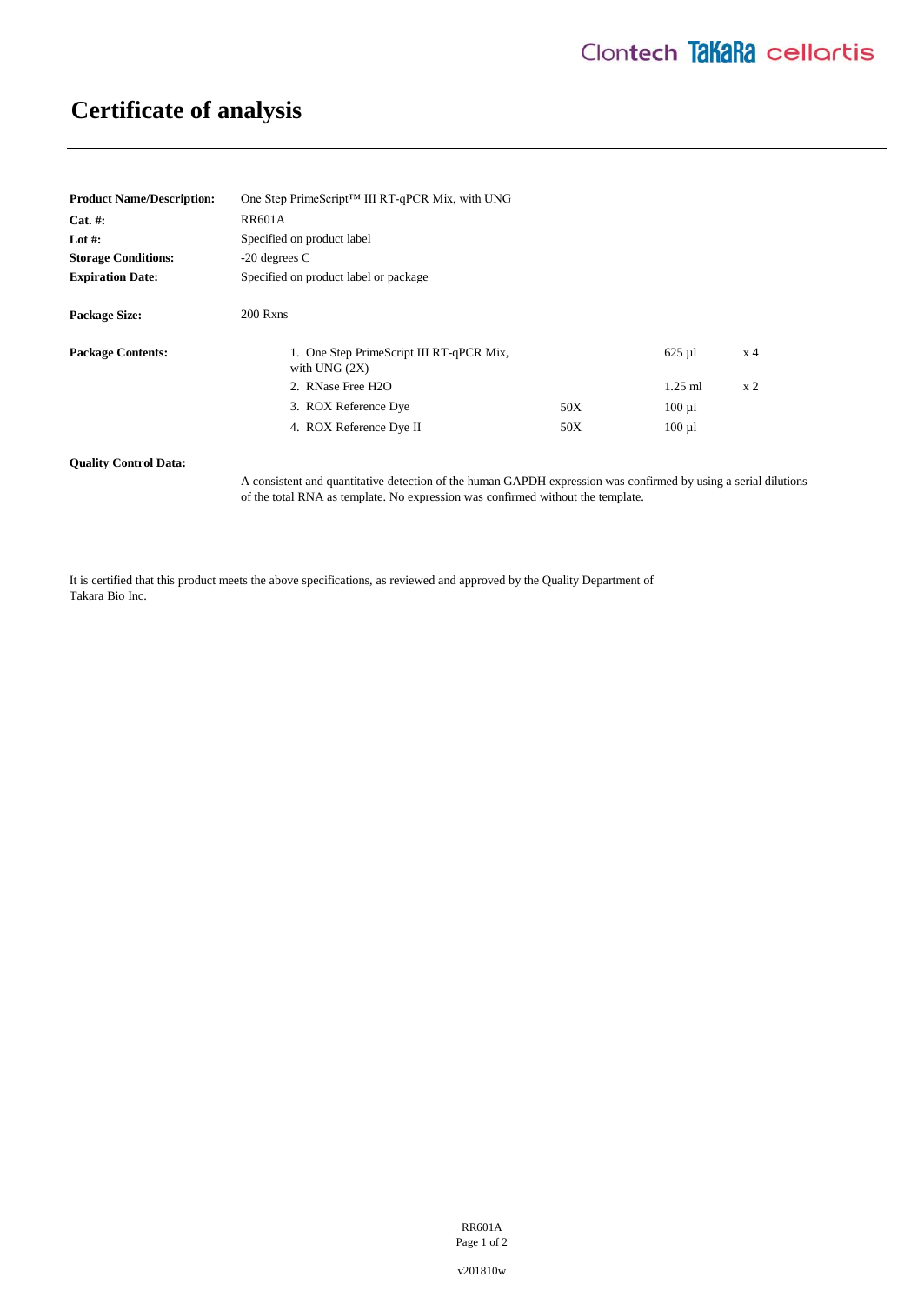# Certificate of analysis

| | |
|---|---|
| **Product Name/Description:** | One Step PrimeScript™ III RT-qPCR Mix, with UNG |
| **Cat. #:** | RR601A |
| **Lot #:** | Specified on product label |
| **Storage Conditions:** | -20 degrees C |
| **Expiration Date:** | Specified on product label or package |
| **Package Size:** | 200 Rxns |

**Package Contents:**

| Item | Concentration | Volume | Quantity |
|---|---|---|---|
| 1. One Step PrimeScript III RT-qPCR Mix, with UNG (2X) | | 625 µl | x 4 |
| 2. RNase Free H2O | | 1.25 ml | x 2 |
| 3. ROX Reference Dye | 50X | 100 µl | |
| 4. ROX Reference Dye II | 50X | 100 µl | |

**Quality Control Data:**

A consistent and quantitative detection of the human GAPDH expression was confirmed by using a serial dilutions of the total RNA as template. No expression was confirmed without the template.

It is certified that this product meets the above specifications, as reviewed and approved by the Quality Department of Takara Bio Inc.

v201810w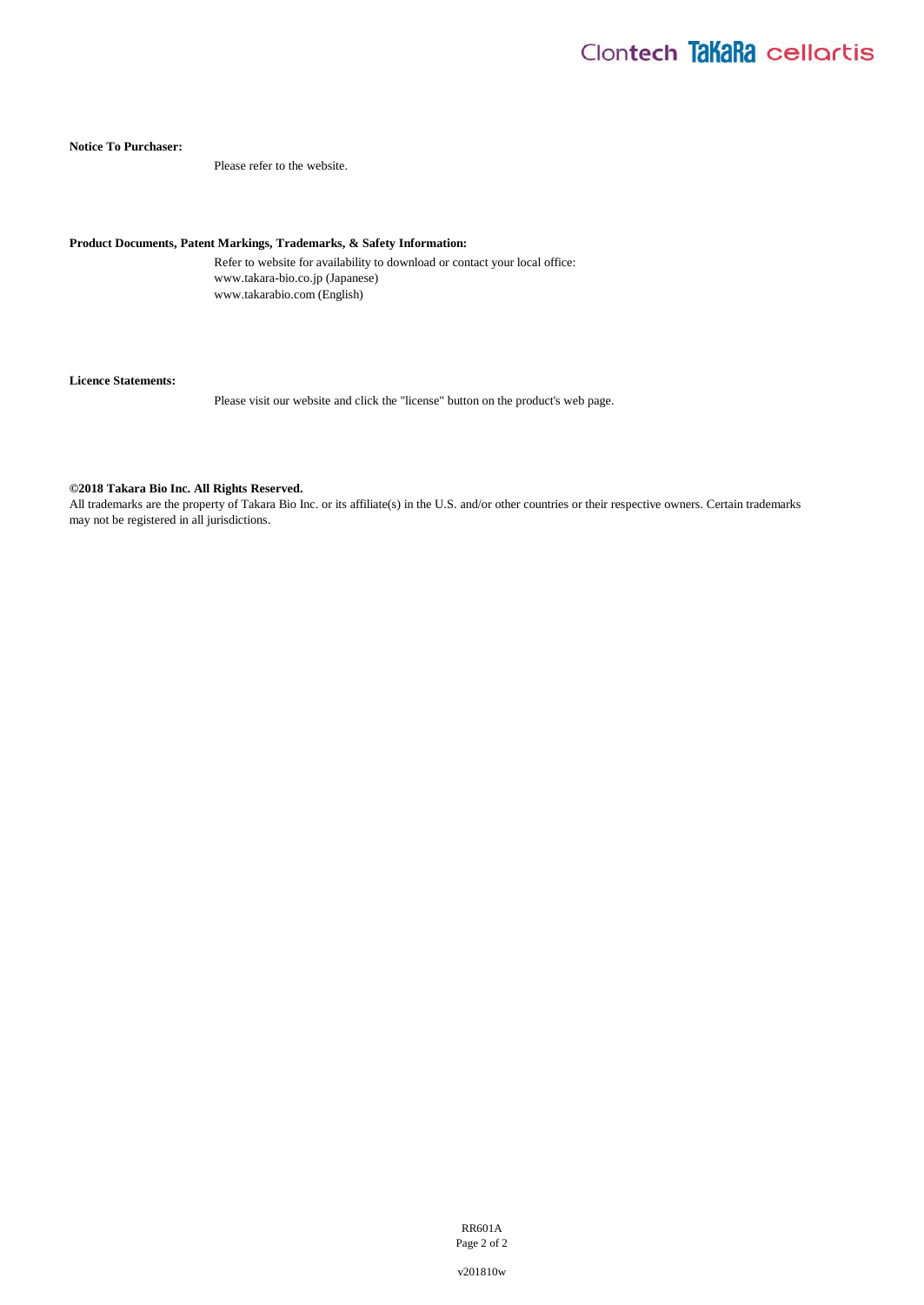**Notice To Purchaser:**

Please refer to the website.

**Product Documents, Patent Markings, Trademarks, & Safety Information:**

Refer to website for availability to download or contact your local office:
www.takara-bio.co.jp (Japanese)
www.takarabio.com (English)

**Licence Statements:**

Please visit our website and click the "license" button on the product's web page.

**©2018 Takara Bio Inc. All Rights Reserved.**
All trademarks are the property of Takara Bio Inc. or its affiliate(s) in the U.S. and/or other countries or their respective owners. Certain trademarks may not be registered in all jurisdictions.

RR601A

v201810w